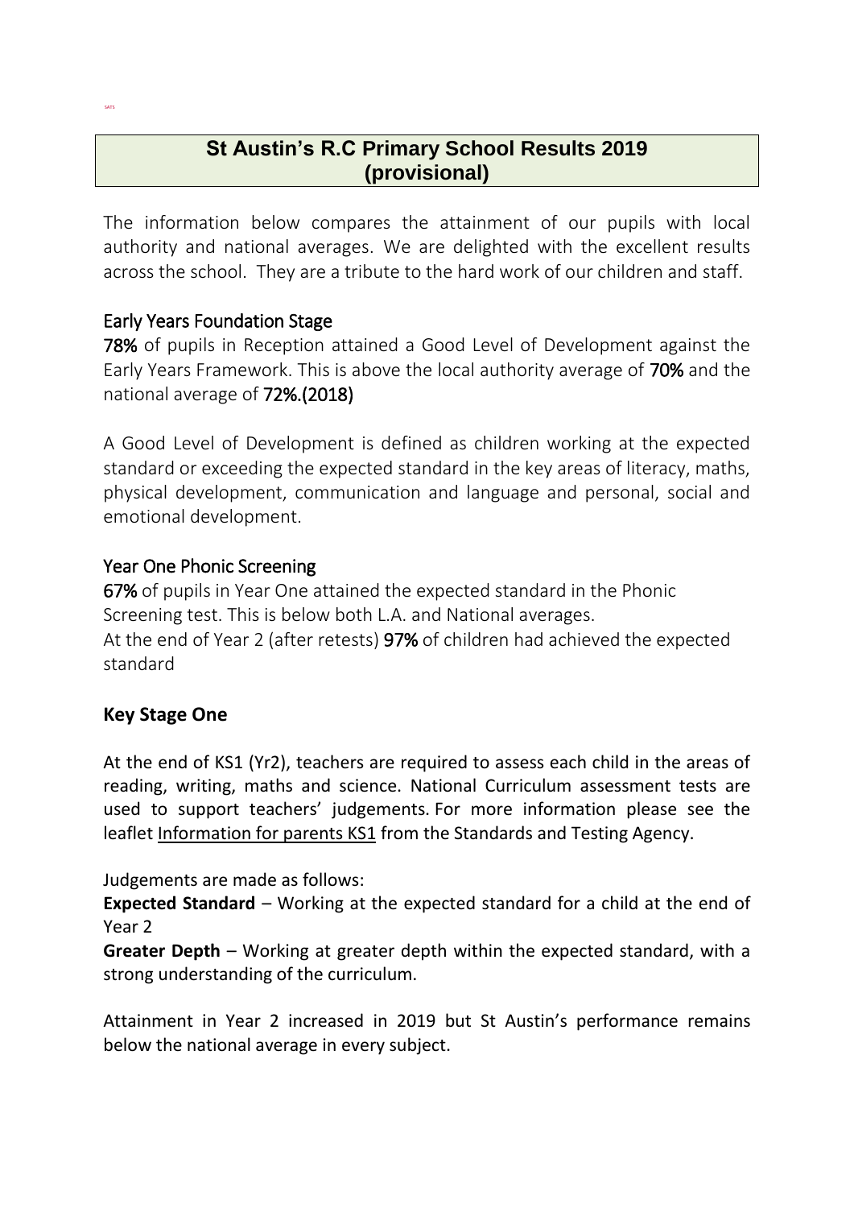SATS

# St Austin's R.C Primary School Results 2019 (provisional)

The information below compares the attainment of our pupils with local authority and national averages. We are delighted with the excellent results across the school. They are a tribute to the hard work of our children and staff.

## Early Years Foundation Stage

**78%** of pupils in Reception attained a Good Level of Development against the Early Years Framework. This is above the local authority average of **70%** and the national average of **72%.(2018)**

A Good Level of Development is defined as children working at the expected standard or exceeding the expected standard in the key areas of literacy, maths, physical development, communication and language and personal, social and emotional development.

## Year One Phonic Screening

**67%** of pupils in Year One attained the expected standard in the Phonic Screening test. This is below both L.A. and National averages.
At the end of Year 2 (after retests) **97%** of children had achieved the expected standard

## Key Stage One

At the end of KS1 (Yr2), teachers are required to assess each child in the areas of reading, writing, maths and science. National Curriculum assessment tests are used to support teachers' judgements. For more information please see the leaflet Information for parents KS1 from the Standards and Testing Agency.

Judgements are made as follows:
**Expected Standard** – Working at the expected standard for a child at the end of Year 2
**Greater Depth** – Working at greater depth within the expected standard, with a strong understanding of the curriculum.

Attainment in Year 2 increased in 2019 but St Austin's performance remains below the national average in every subject.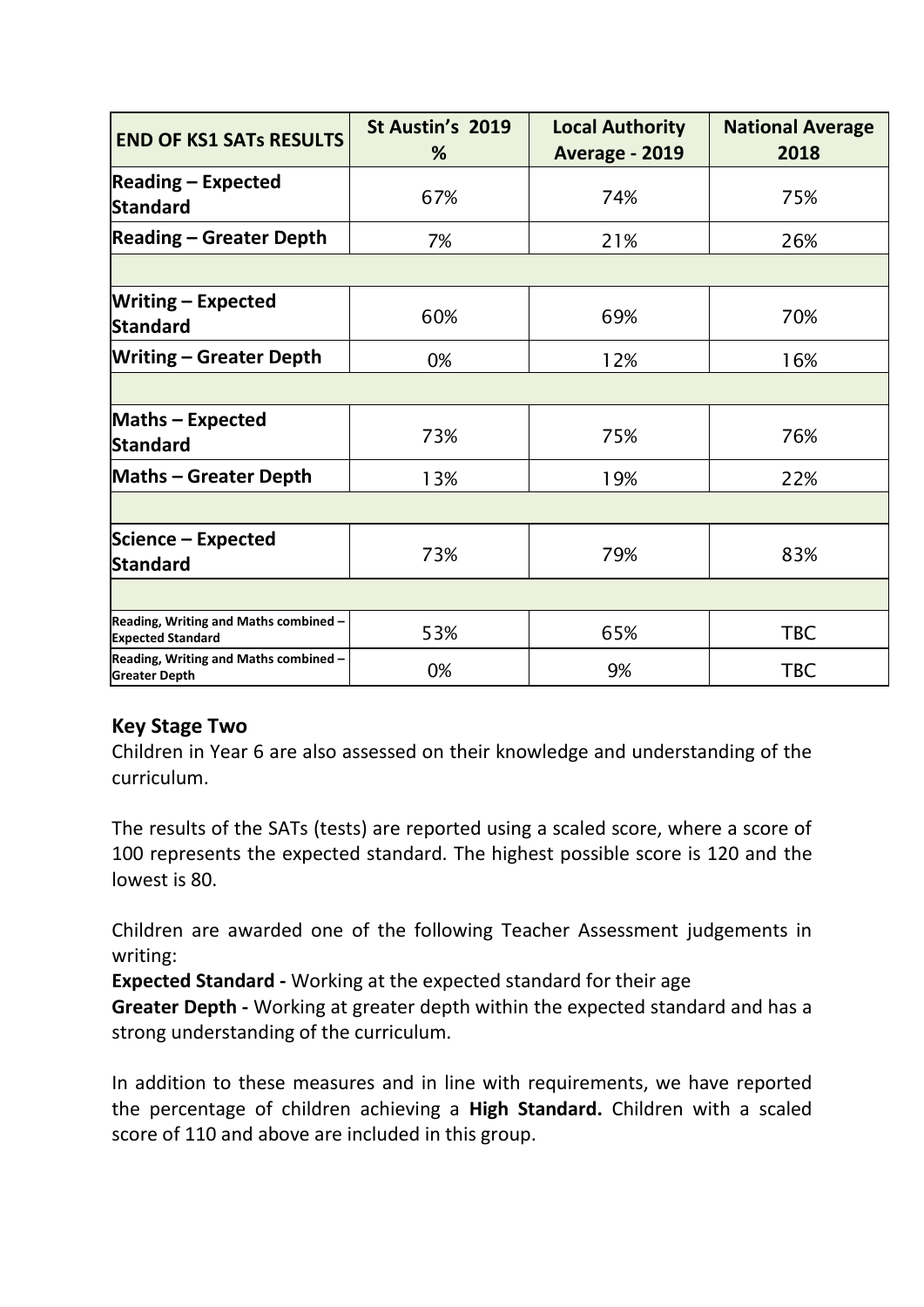| END OF KS1 SATs RESULTS | St Austin's 2019 % | Local Authority Average - 2019 | National Average 2018 |
|---|---|---|---|
| **Reading – Expected Standard** | 67% | 74% | 75% |
| **Reading – Greater Depth** | 7% | 21% | 26% |
| | | | |
| **Writing – Expected Standard** | 60% | 69% | 70% |
| **Writing – Greater Depth** | 0% | 12% | 16% |
| | | | |
| **Maths – Expected Standard** | 73% | 75% | 76% |
| **Maths – Greater Depth** | 13% | 19% | 22% |
| | | | |
| **Science – Expected Standard** | 73% | 79% | 83% |
| | | | |
| **Reading, Writing and Maths combined – Expected Standard** | 53% | 65% | TBC |
| **Reading, Writing and Maths combined – Greater Depth** | 0% | 9% | TBC |

## Key Stage Two

Children in Year 6 are also assessed on their knowledge and understanding of the curriculum.

The results of the SATs (tests) are reported using a scaled score, where a score of 100 represents the expected standard. The highest possible score is 120 and the lowest is 80.

Children are awarded one of the following Teacher Assessment judgements in writing:

**Expected Standard -** Working at the expected standard for their age

**Greater Depth -** Working at greater depth within the expected standard and has a strong understanding of the curriculum.

In addition to these measures and in line with requirements, we have reported the percentage of children achieving a **High Standard.** Children with a scaled score of 110 and above are included in this group.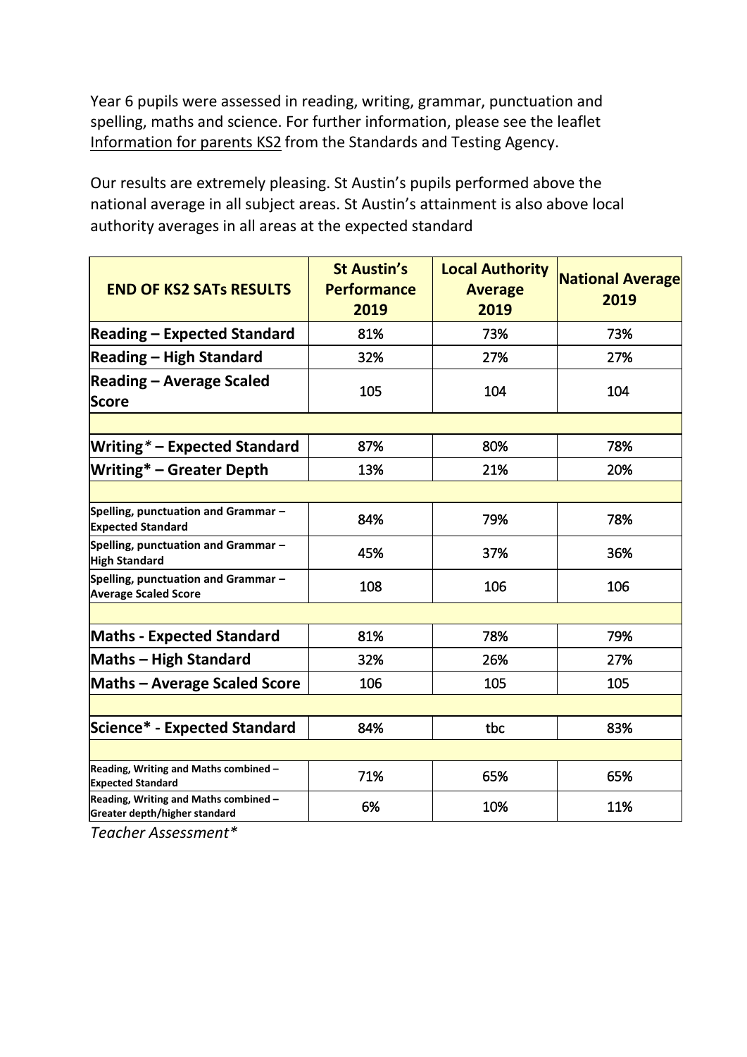Year 6 pupils were assessed in reading, writing, grammar, punctuation and spelling, maths and science. For further information, please see the leaflet Information for parents KS2 from the Standards and Testing Agency.

Our results are extremely pleasing. St Austin's pupils performed above the national average in all subject areas. St Austin's attainment is also above local authority averages in all areas at the expected standard

| END OF KS2 SATs RESULTS | St Austin's Performance 2019 | Local Authority Average 2019 | National Average 2019 |
|---|---|---|---|
| Reading – Expected Standard | 81% | 73% | 73% |
| Reading – High Standard | 32% | 27% | 27% |
| Reading – Average Scaled Score | 105 | 104 | 104 |
| | | | |
| Writing* – Expected Standard | 87% | 80% | 78% |
| Writing* – Greater Depth | 13% | 21% | 20% |
| | | | |
| Spelling, punctuation and Grammar – Expected Standard | 84% | 79% | 78% |
| Spelling, punctuation and Grammar – High Standard | 45% | 37% | 36% |
| Spelling, punctuation and Grammar – Average Scaled Score | 108 | 106 | 106 |
| | | | |
| Maths - Expected Standard | 81% | 78% | 79% |
| Maths – High Standard | 32% | 26% | 27% |
| Maths – Average Scaled Score | 106 | 105 | 105 |
| | | | |
| Science* - Expected Standard | 84% | tbc | 83% |
| | | | |
| Reading, Writing and Maths combined – Expected Standard | 71% | 65% | 65% |
| Reading, Writing and Maths combined – Greater depth/higher standard | 6% | 10% | 11% |

*Teacher Assessment**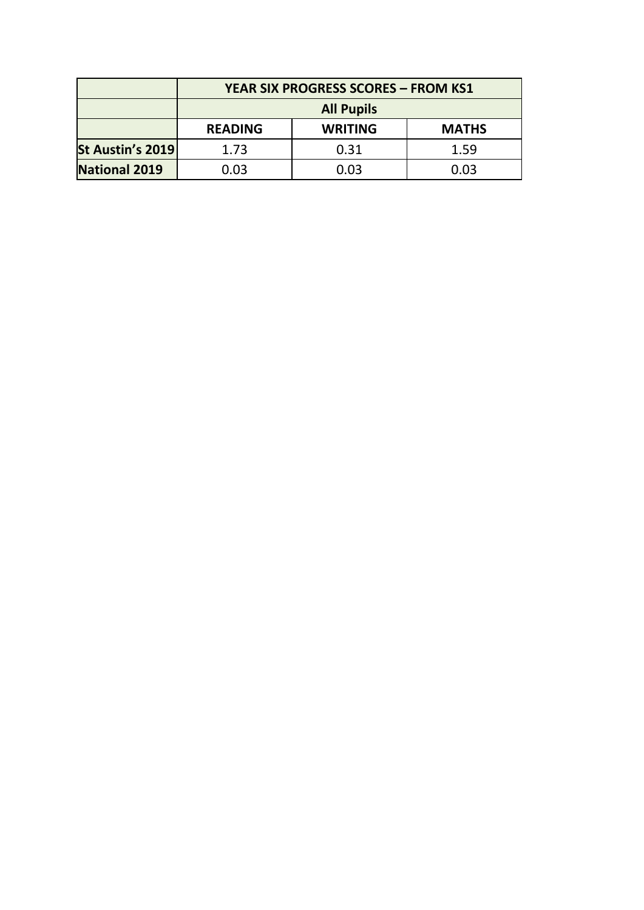| | YEAR SIX PROGRESS SCORES – FROM KS1 | | |
|---|---|---|---|
| | All Pupils | | |
| | READING | WRITING | MATHS |
| St Austin's 2019 | 1.73 | 0.31 | 1.59 |
| National 2019 | 0.03 | 0.03 | 0.03 |